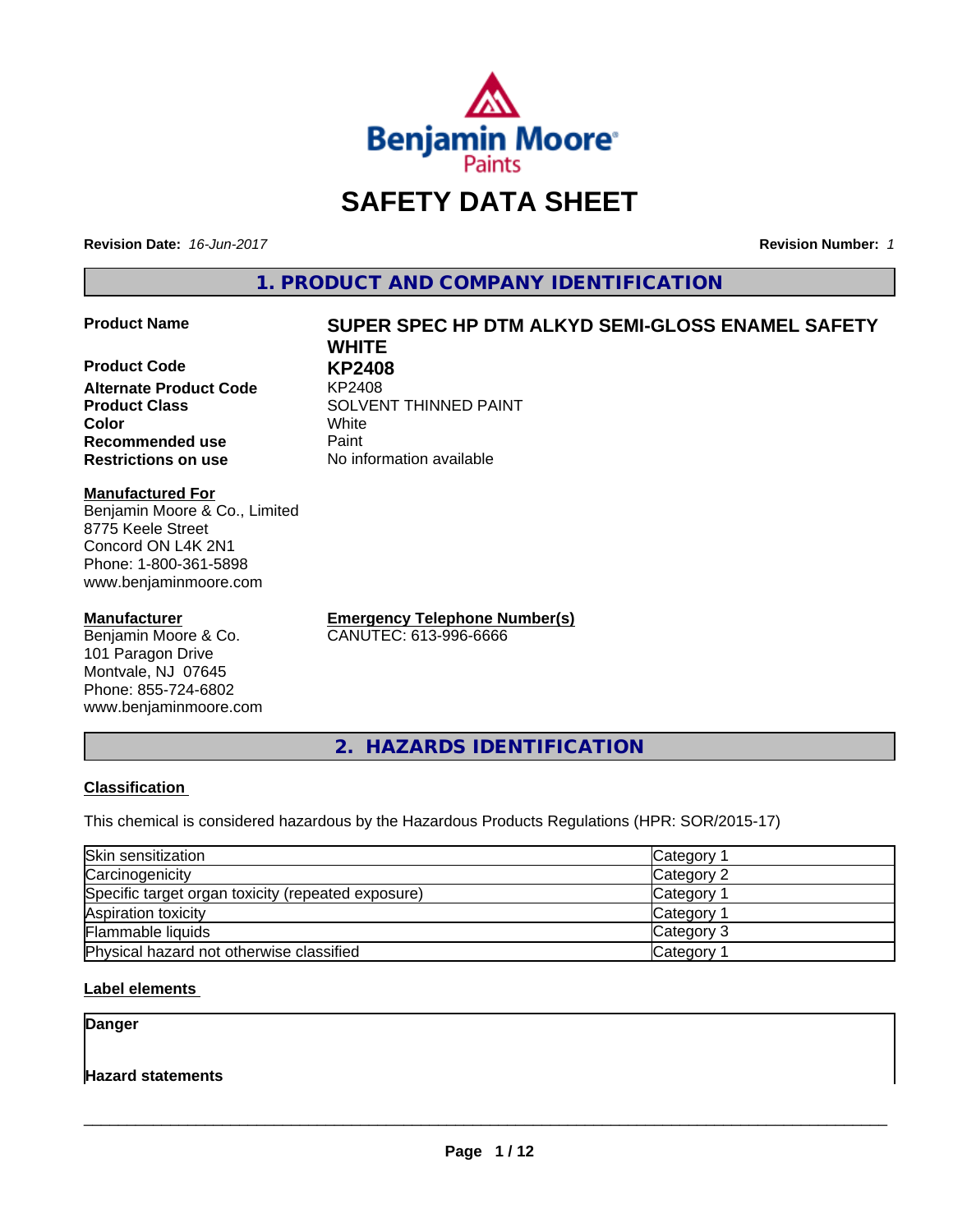# SAFETY DATA SHEET

**Revision Date:** *16-Jun-2017* **Revision Number:** *1*

## 1. PRODUCT AND COMPANY IDENTIFICATION

| | |
|---|---|
| **Product Name** | **SUPER SPEC HP DTM ALKYD SEMI-GLOSS ENAMEL SAFETY WHITE** |
| **Product Code** | **KP2408** |
| **Alternate Product Code** | KP2408 |
| **Product Class** | SOLVENT THINNED PAINT |
| **Color** | White |
| **Recommended use** | Paint |
| **Restrictions on use** | No information available |

**Manufactured For**
Benjamin Moore & Co., Limited
8775 Keele Street
Concord ON L4K 2N1
Phone: 1-800-361-5898
www.benjaminmoore.com

**Manufacturer**
Benjamin Moore & Co.
101 Paragon Drive
Montvale, NJ 07645
Phone: 855-724-6802
www.benjaminmoore.com

**Emergency Telephone Number(s)**
CANUTEC: 613-996-6666

## 2. HAZARDS IDENTIFICATION

### Classification

This chemical is considered hazardous by the Hazardous Products Regulations (HPR: SOR/2015-17)

| | |
|---|---|
| Skin sensitization | Category 1 |
| Carcinogenicity | Category 2 |
| Specific target organ toxicity (repeated exposure) | Category 1 |
| Aspiration toxicity | Category 1 |
| Flammable liquids | Category 3 |
| Physical hazard not otherwise classified | Category 1 |

### Label elements

**Danger**

**Hazard statements**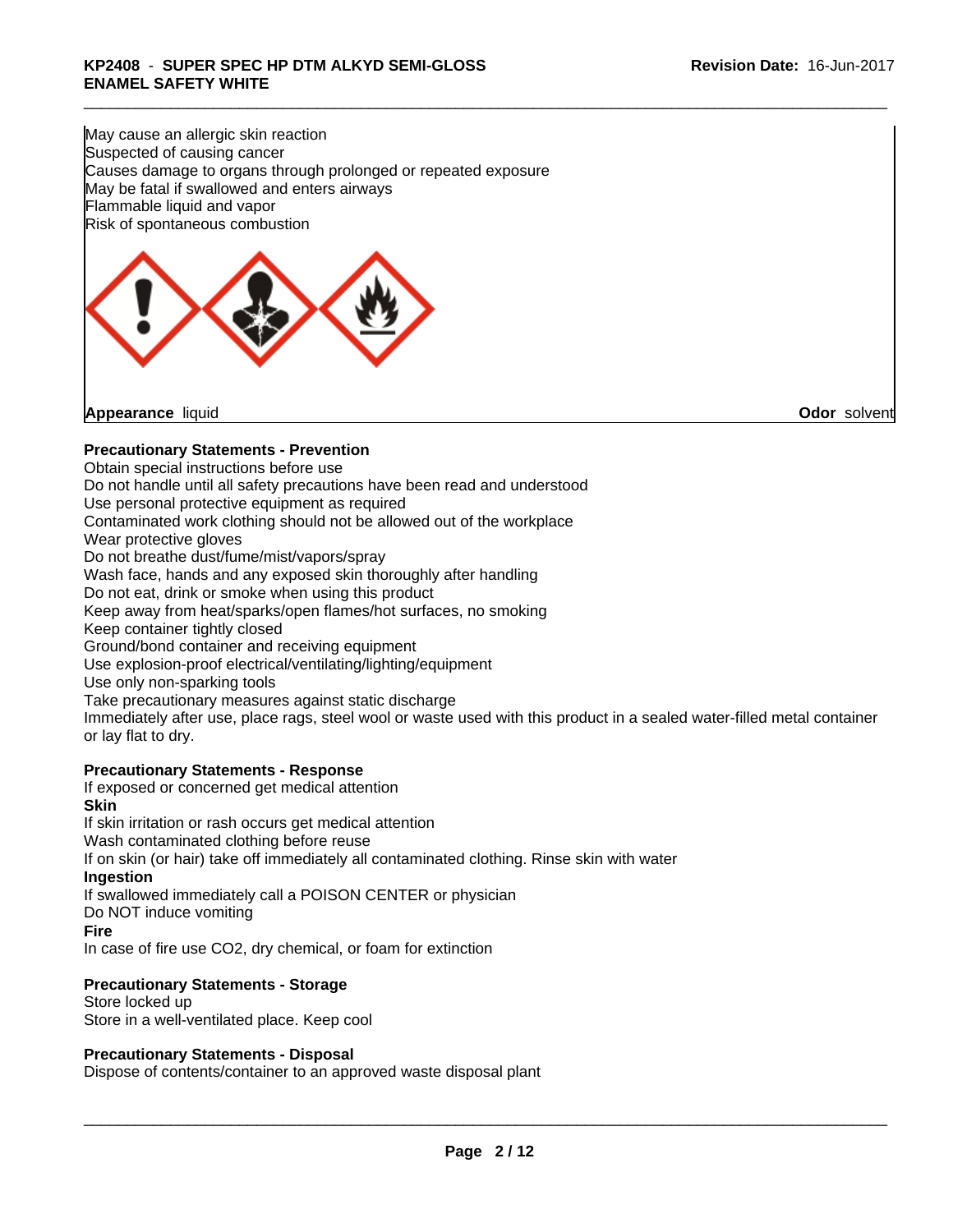May cause an allergic skin reaction
Suspected of causing cancer
Causes damage to organs through prolonged or repeated exposure
May be fatal if swallowed and enters airways
Flammable liquid and vapor
Risk of spontaneous combustion

**Appearance** liquid **Odor** solvent

**Precautionary Statements - Prevention**

Obtain special instructions before use
Do not handle until all safety precautions have been read and understood
Use personal protective equipment as required
Contaminated work clothing should not be allowed out of the workplace
Wear protective gloves
Do not breathe dust/fume/mist/vapors/spray
Wash face, hands and any exposed skin thoroughly after handling
Do not eat, drink or smoke when using this product
Keep away from heat/sparks/open flames/hot surfaces, no smoking
Keep container tightly closed
Ground/bond container and receiving equipment
Use explosion-proof electrical/ventilating/lighting/equipment
Use only non-sparking tools
Take precautionary measures against static discharge
Immediately after use, place rags, steel wool or waste used with this product in a sealed water-filled metal container or lay flat to dry.

**Precautionary Statements - Response**

If exposed or concerned get medical attention

**Skin**

If skin irritation or rash occurs get medical attention
Wash contaminated clothing before reuse
If on skin (or hair) take off immediately all contaminated clothing. Rinse skin with water

**Ingestion**

If swallowed immediately call a POISON CENTER or physician
Do NOT induce vomiting

**Fire**

In case of fire use $CO_2$, dry chemical, or foam for extinction

**Precautionary Statements - Storage**

Store locked up
Store in a well-ventilated place. Keep cool

**Precautionary Statements - Disposal**

Dispose of contents/container to an approved waste disposal plant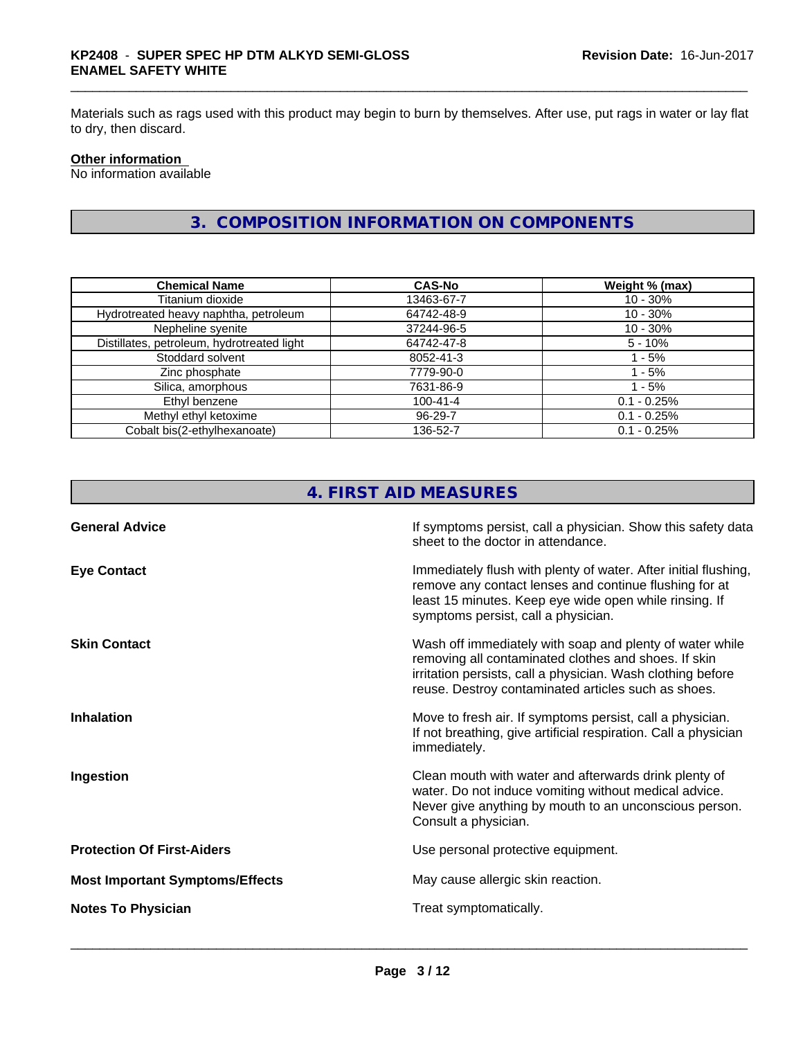Materials such as rags used with this product may begin to burn by themselves. After use, put rags in water or lay flat to dry, then discard.

**Other information**

No information available

## 3. COMPOSITION INFORMATION ON COMPONENTS

| Chemical Name | CAS-No | Weight % (max) |
|---|---|---|
| Titanium dioxide | 13463-67-7 | 10 - 30% |
| Hydrotreated heavy naphtha, petroleum | 64742-48-9 | 10 - 30% |
| Nepheline syenite | 37244-96-5 | 10 - 30% |
| Distillates, petroleum, hydrotreated light | 64742-47-8 | 5 - 10% |
| Stoddard solvent | 8052-41-3 | 1 - 5% |
| Zinc phosphate | 7779-90-0 | 1 - 5% |
| Silica, amorphous | 7631-86-9 | 1 - 5% |
| Ethyl benzene | 100-41-4 | 0.1 - 0.25% |
| Methyl ethyl ketoxime | 96-29-7 | 0.1 - 0.25% |
| Cobalt bis(2-ethylhexanoate) | 136-52-7 | 0.1 - 0.25% |

## 4. FIRST AID MEASURES

**General Advice**

If symptoms persist, call a physician. Show this safety data sheet to the doctor in attendance.

**Eye Contact**

Immediately flush with plenty of water. After initial flushing, remove any contact lenses and continue flushing for at least 15 minutes. Keep eye wide open while rinsing. If symptoms persist, call a physician.

**Skin Contact**

Wash off immediately with soap and plenty of water while removing all contaminated clothes and shoes. If skin irritation persists, call a physician. Wash clothing before reuse. Destroy contaminated articles such as shoes.

**Inhalation**

Move to fresh air. If symptoms persist, call a physician. If not breathing, give artificial respiration. Call a physician immediately.

**Ingestion**

Clean mouth with water and afterwards drink plenty of water. Do not induce vomiting without medical advice. Never give anything by mouth to an unconscious person. Consult a physician.

**Protection Of First-Aiders**

Use personal protective equipment.

**Most Important Symptoms/Effects**

May cause allergic skin reaction.

**Notes To Physician**

Treat symptomatically.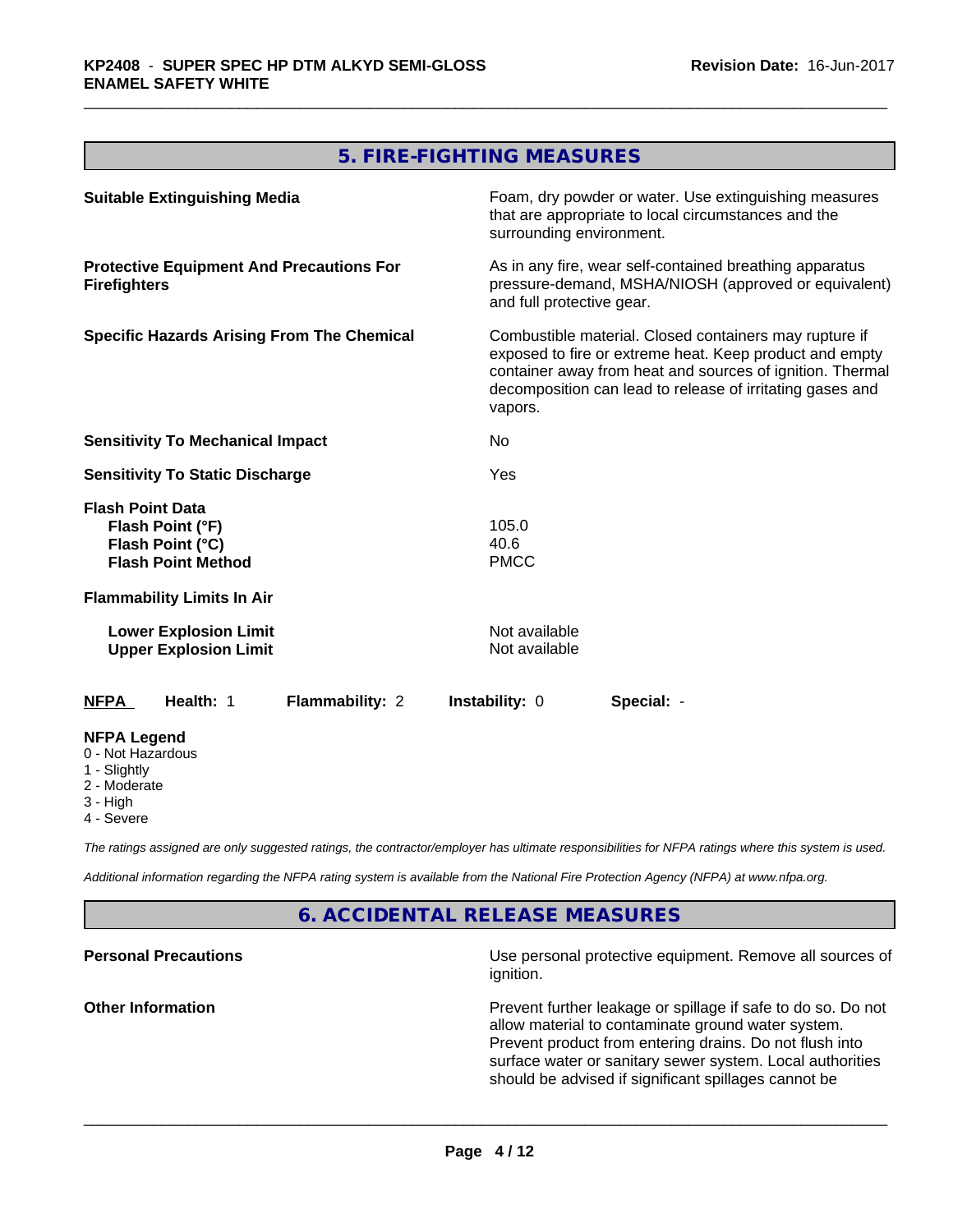## 5. FIRE-FIGHTING MEASURES

**Suitable Extinguishing Media**

Foam, dry powder or water. Use extinguishing measures that are appropriate to local circumstances and the surrounding environment.

**Protective Equipment And Precautions For Firefighters**

As in any fire, wear self-contained breathing apparatus pressure-demand, MSHA/NIOSH (approved or equivalent) and full protective gear.

**Specific Hazards Arising From The Chemical**

Combustible material. Closed containers may rupture if exposed to fire or extreme heat. Keep product and empty container away from heat and sources of ignition. Thermal decomposition can lead to release of irritating gases and vapors.

**Sensitivity To Mechanical Impact**

No

**Sensitivity To Static Discharge**

Yes

**Flash Point Data**

| | |
|---|---|
| **Flash Point (°F)** | 105.0 |
| **Flash Point (°C)** | 40.6 |
| **Flash Point Method** | PMCC |

**Flammability Limits In Air**

| | |
|---|---|
| **Lower Explosion Limit** | Not available |
| **Upper Explosion Limit** | Not available |

| **NFPA** | **Health:** 1 | **Flammability:** 2 | **Instability:** 0 | **Special:** - |
|---|---|---|---|---|

**NFPA Legend**

0 - Not Hazardous
1 - Slightly
2 - Moderate
3 - High
4 - Severe

*The ratings assigned are only suggested ratings, the contractor/employer has ultimate responsibilities for NFPA ratings where this system is used.*

*Additional information regarding the NFPA rating system is available from the National Fire Protection Agency (NFPA) at www.nfpa.org.*

## 6. ACCIDENTAL RELEASE MEASURES

**Personal Precautions**

Use personal protective equipment. Remove all sources of ignition.

**Other Information**

Prevent further leakage or spillage if safe to do so. Do not allow material to contaminate ground water system. Prevent product from entering drains. Do not flush into surface water or sanitary sewer system. Local authorities should be advised if significant spillages cannot be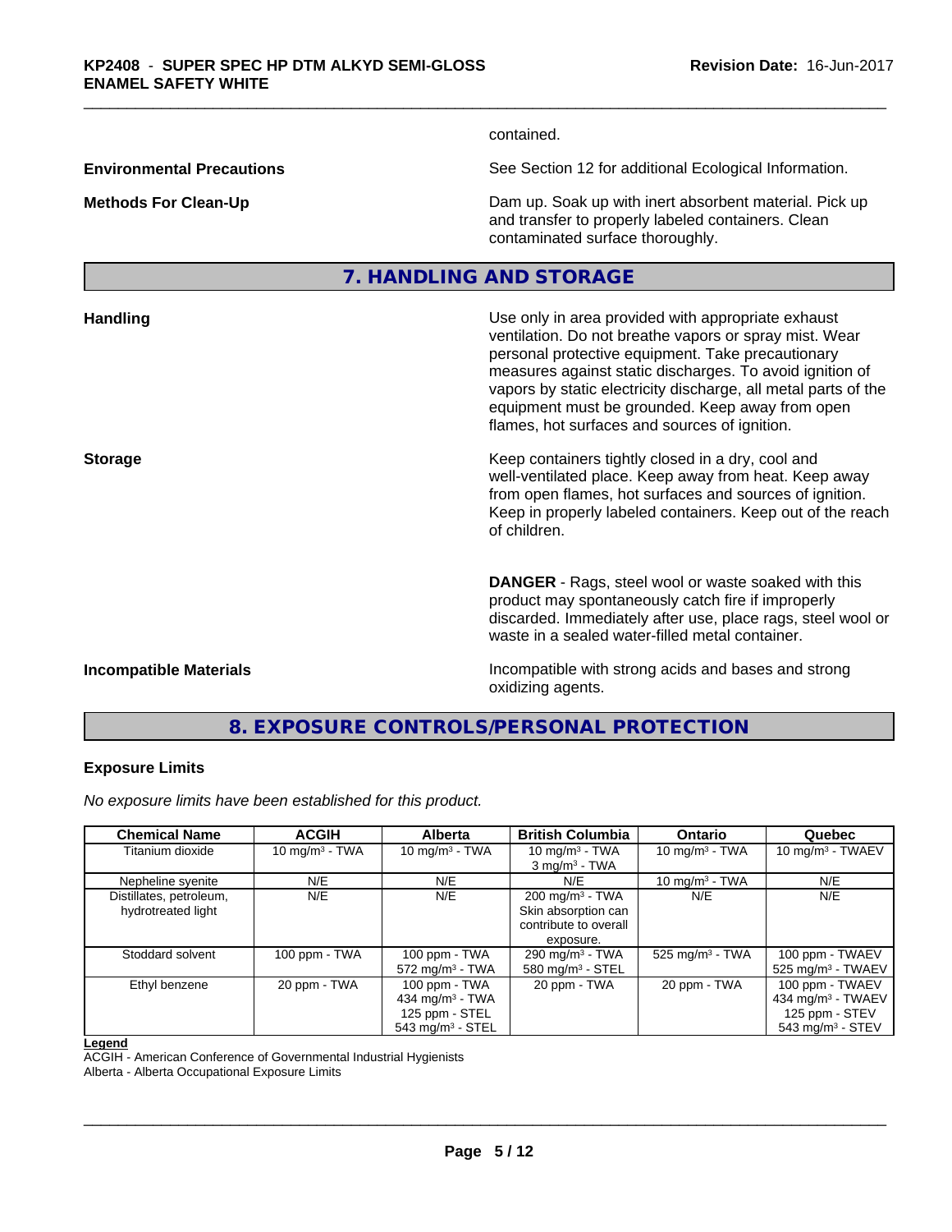contained.

**Environmental Precautions** See Section 12 for additional Ecological Information.

**Methods For Clean-Up** Dam up. Soak up with inert absorbent material. Pick up and transfer to properly labeled containers. Clean contaminated surface thoroughly.

## 7. HANDLING AND STORAGE

**Handling** Use only in area provided with appropriate exhaust ventilation. Do not breathe vapors or spray mist. Wear personal protective equipment. Take precautionary measures against static discharges. To avoid ignition of vapors by static electricity discharge, all metal parts of the equipment must be grounded. Keep away from open flames, hot surfaces and sources of ignition.

**Storage** Keep containers tightly closed in a dry, cool and well-ventilated place. Keep away from heat. Keep away from open flames, hot surfaces and sources of ignition. Keep in properly labeled containers. Keep out of the reach of children.

**DANGER** - Rags, steel wool or waste soaked with this product may spontaneously catch fire if improperly discarded. Immediately after use, place rags, steel wool or waste in a sealed water-filled metal container.

**Incompatible Materials** Incompatible with strong acids and bases and strong oxidizing agents.

## 8. EXPOSURE CONTROLS/PERSONAL PROTECTION

### Exposure Limits

*No exposure limits have been established for this product.*

| Chemical Name | ACGIH | Alberta | British Columbia | Ontario | Quebec |
|---|---|---|---|---|---|
| Titanium dioxide | 10 mg/m³ - TWA | 10 mg/m³ - TWA | 10 mg/m³ - TWA<br>3 mg/m³ - TWA | 10 mg/m³ - TWA | 10 mg/m³ - TWAEV |
| Nepheline syenite | N/E | N/E | N/E | 10 mg/m³ - TWA | N/E |
| Distillates, petroleum, hydrotreated light | N/E | N/E | 200 mg/m³ - TWA<br>Skin absorption can contribute to overall exposure. | N/E | N/E |
| Stoddard solvent | 100 ppm - TWA | 100 ppm - TWA<br>572 mg/m³ - TWA | 290 mg/m³ - TWA<br>580 mg/m³ - STEL | 525 mg/m³ - TWA | 100 ppm - TWAEV<br>525 mg/m³ - TWAEV |
| Ethyl benzene | 20 ppm - TWA | 100 ppm - TWA<br>434 mg/m³ - TWA<br>125 ppm - STEL<br>543 mg/m³ - STEL | 20 ppm - TWA | 20 ppm - TWA | 100 ppm - TWAEV<br>434 mg/m³ - TWAEV<br>125 ppm - STEV<br>543 mg/m³ - STEV |

**Legend**
ACGIH - American Conference of Governmental Industrial Hygienists
Alberta - Alberta Occupational Exposure Limits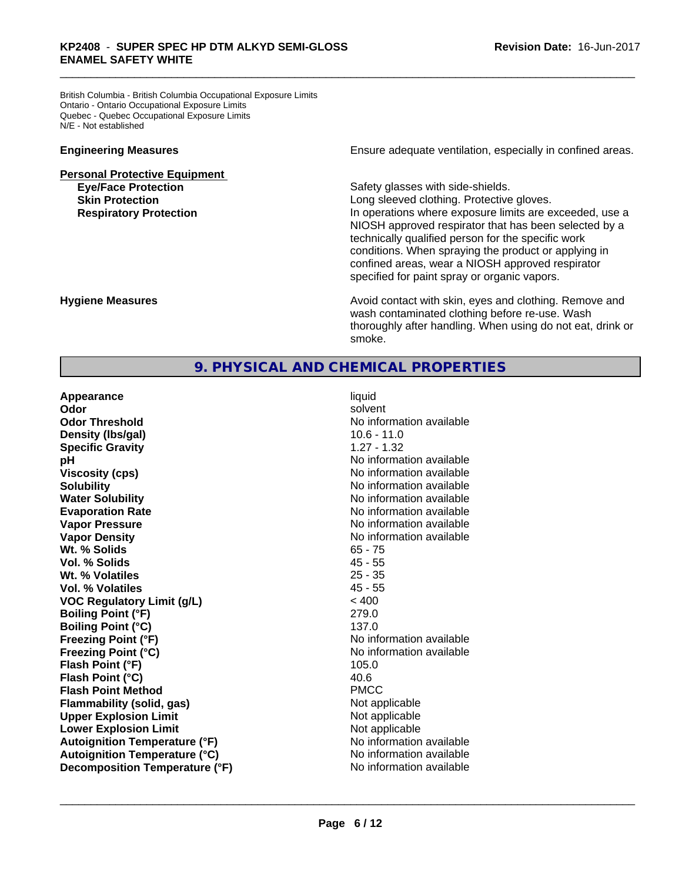British Columbia - British Columbia Occupational Exposure Limits
Ontario - Ontario Occupational Exposure Limits
Quebec - Quebec Occupational Exposure Limits
N/E - Not established

**Engineering Measures** Ensure adequate ventilation, especially in confined areas.

**Personal Protective Equipment**

**Eye/Face Protection** Safety glasses with side-shields.

**Skin Protection** Long sleeved clothing. Protective gloves.

**Respiratory Protection** In operations where exposure limits are exceeded, use a NIOSH approved respirator that has been selected by a technically qualified person for the specific work conditions. When spraying the product or applying in confined areas, wear a NIOSH approved respirator specified for paint spray or organic vapors.

**Hygiene Measures** Avoid contact with skin, eyes and clothing. Remove and wash contaminated clothing before re-use. Wash thoroughly after handling. When using do not eat, drink or smoke.

## 9. PHYSICAL AND CHEMICAL PROPERTIES

| Property | Value |
|---|---|
| **Appearance** | liquid |
| **Odor** | solvent |
| **Odor Threshold** | No information available |
| **Density (lbs/gal)** | 10.6 - 11.0 |
| **Specific Gravity** | 1.27 - 1.32 |
| **pH** | No information available |
| **Viscosity (cps)** | No information available |
| **Solubility** | No information available |
| **Water Solubility** | No information available |
| **Evaporation Rate** | No information available |
| **Vapor Pressure** | No information available |
| **Vapor Density** | No information available |
| **Wt. % Solids** | 65 - 75 |
| **Vol. % Solids** | 45 - 55 |
| **Wt. % Volatiles** | 25 - 35 |
| **Vol. % Volatiles** | 45 - 55 |
| **VOC Regulatory Limit (g/L)** | < 400 |
| **Boiling Point (°F)** | 279.0 |
| **Boiling Point (°C)** | 137.0 |
| **Freezing Point (°F)** | No information available |
| **Freezing Point (°C)** | No information available |
| **Flash Point (°F)** | 105.0 |
| **Flash Point (°C)** | 40.6 |
| **Flash Point Method** | PMCC |
| **Flammability (solid, gas)** | Not applicable |
| **Upper Explosion Limit** | Not applicable |
| **Lower Explosion Limit** | Not applicable |
| **Autoignition Temperature (°F)** | No information available |
| **Autoignition Temperature (°C)** | No information available |
| **Decomposition Temperature (°F)** | No information available |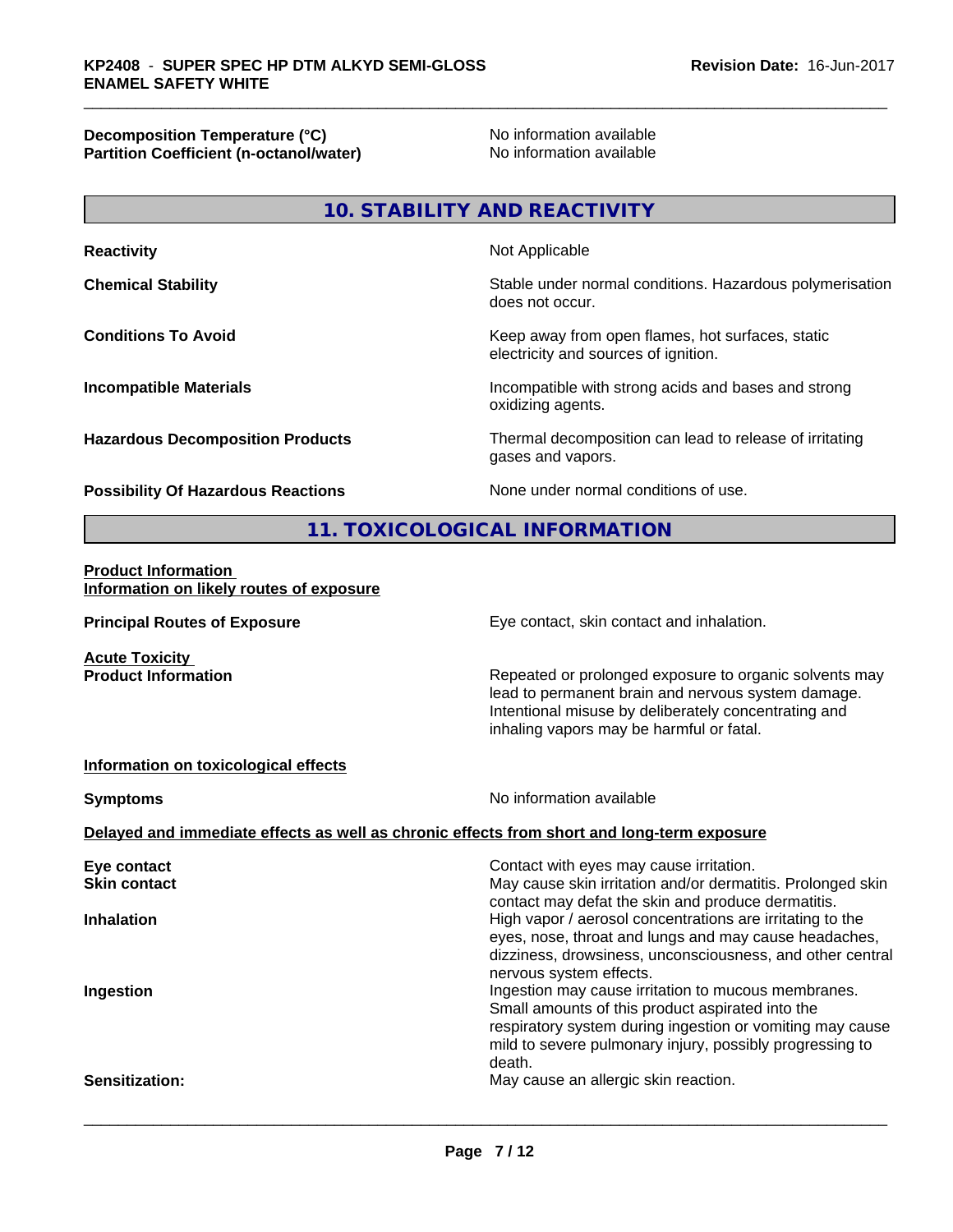| | |
|---|---|
| **Decomposition Temperature (°C)** | No information available |
| **Partition Coefficient (n-octanol/water)** | No information available |

## 10. STABILITY AND REACTIVITY

| | |
|---|---|
| **Reactivity** | Not Applicable |
| **Chemical Stability** | Stable under normal conditions. Hazardous polymerisation does not occur. |
| **Conditions To Avoid** | Keep away from open flames, hot surfaces, static electricity and sources of ignition. |
| **Incompatible Materials** | Incompatible with strong acids and bases and strong oxidizing agents. |
| **Hazardous Decomposition Products** | Thermal decomposition can lead to release of irritating gases and vapors. |
| **Possibility Of Hazardous Reactions** | None under normal conditions of use. |

## 11. TOXICOLOGICAL INFORMATION

**Product Information**

**Information on likely routes of exposure**

| | |
|---|---|
| **Principal Routes of Exposure** | Eye contact, skin contact and inhalation. |

**Acute Toxicity**

| | |
|---|---|
| **Product Information** | Repeated or prolonged exposure to organic solvents may lead to permanent brain and nervous system damage. Intentional misuse by deliberately concentrating and inhaling vapors may be harmful or fatal. |

**Information on toxicological effects**

| | |
|---|---|
| **Symptoms** | No information available |

**Delayed and immediate effects as well as chronic effects from short and long-term exposure**

| | |
|---|---|
| **Eye contact** | Contact with eyes may cause irritation. |
| **Skin contact** | May cause skin irritation and/or dermatitis. Prolonged skin contact may defat the skin and produce dermatitis. |
| **Inhalation** | High vapor / aerosol concentrations are irritating to the eyes, nose, throat and lungs and may cause headaches, dizziness, drowsiness, unconsciousness, and other central nervous system effects. |
| **Ingestion** | Ingestion may cause irritation to mucous membranes. Small amounts of this product aspirated into the respiratory system during ingestion or vomiting may cause mild to severe pulmonary injury, possibly progressing to death. |
| **Sensitization:** | May cause an allergic skin reaction. |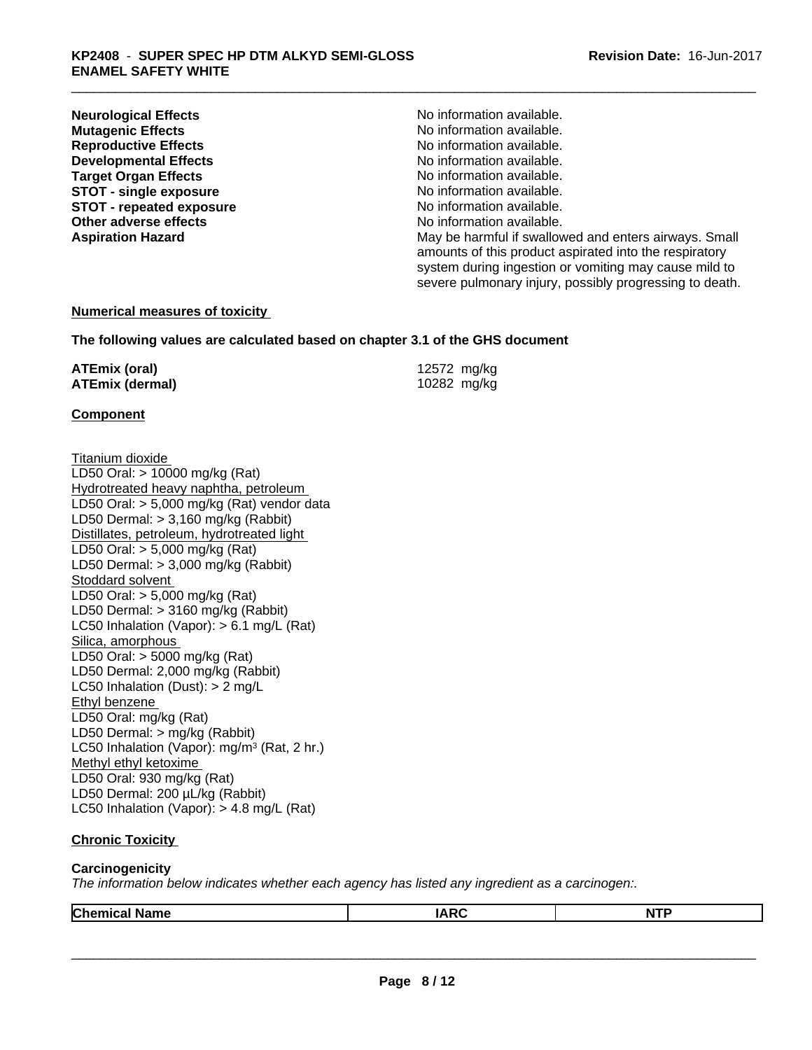| | |
|---|---|
| **Neurological Effects** | No information available. |
| **Mutagenic Effects** | No information available. |
| **Reproductive Effects** | No information available. |
| **Developmental Effects** | No information available. |
| **Target Organ Effects** | No information available. |
| **STOT - single exposure** | No information available. |
| **STOT - repeated exposure** | No information available. |
| **Other adverse effects** | No information available. |
| **Aspiration Hazard** | May be harmful if swallowed and enters airways. Small amounts of this product aspirated into the respiratory system during ingestion or vomiting may cause mild to severe pulmonary injury, possibly progressing to death. |

**Numerical measures of toxicity**

**The following values are calculated based on chapter 3.1 of the GHS document**

| | |
|---|---|
| **ATEmix (oral)** | 12572 mg/kg |
| **ATEmix (dermal)** | 10282 mg/kg |

**Component**

Titanium dioxide
LD50 Oral: > 10000 mg/kg (Rat)
Hydrotreated heavy naphtha, petroleum
LD50 Oral: > 5,000 mg/kg (Rat) vendor data
LD50 Dermal: > 3,160 mg/kg (Rabbit)
Distillates, petroleum, hydrotreated light
LD50 Oral: > 5,000 mg/kg (Rat)
LD50 Dermal: > 3,000 mg/kg (Rabbit)
Stoddard solvent
LD50 Oral: > 5,000 mg/kg (Rat)
LD50 Dermal: > 3160 mg/kg (Rabbit)
LC50 Inhalation (Vapor): > 6.1 mg/L (Rat)
Silica, amorphous
LD50 Oral: > 5000 mg/kg (Rat)
LD50 Dermal: 2,000 mg/kg (Rabbit)
LC50 Inhalation (Dust): > 2 mg/L
Ethyl benzene
LD50 Oral: mg/kg (Rat)
LD50 Dermal: > mg/kg (Rabbit)
LC50 Inhalation (Vapor): mg/m³ (Rat, 2 hr.)
Methyl ethyl ketoxime
LD50 Oral: 930 mg/kg (Rat)
LD50 Dermal: 200 µL/kg (Rabbit)
LC50 Inhalation (Vapor): > 4.8 mg/L (Rat)

**Chronic Toxicity**

**Carcinogenicity**

*The information below indicates whether each agency has listed any ingredient as a carcinogen:.*

| Chemical Name | IARC | NTP |
|---|---|---|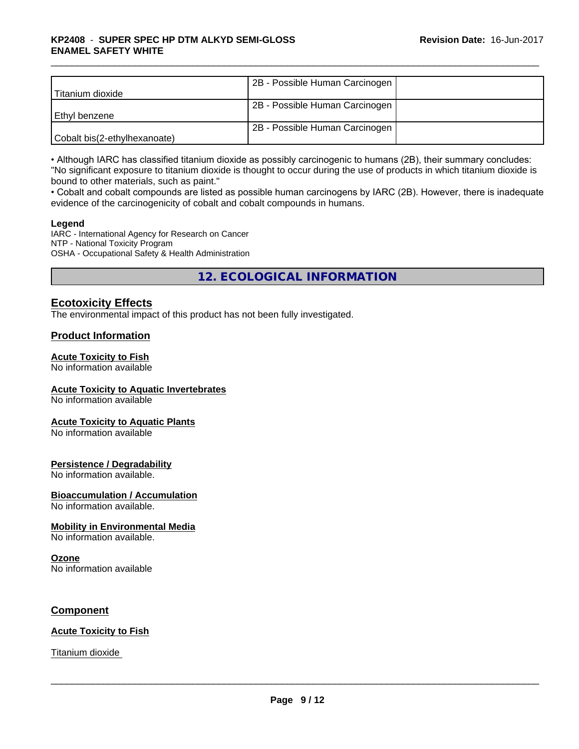| Titanium dioxide | 2B - Possible Human Carcinogen | |
| --- | --- | --- |
| Ethyl benzene | 2B - Possible Human Carcinogen | |
| Cobalt bis(2-ethylhexanoate) | 2B - Possible Human Carcinogen | |

• Although IARC has classified titanium dioxide as possibly carcinogenic to humans (2B), their summary concludes: "No significant exposure to titanium dioxide is thought to occur during the use of products in which titanium dioxide is bound to other materials, such as paint."
• Cobalt and cobalt compounds are listed as possible human carcinogens by IARC (2B). However, there is inadequate evidence of the carcinogenicity of cobalt and cobalt compounds in humans.

**Legend**
IARC - International Agency for Research on Cancer
NTP - National Toxicity Program
OSHA - Occupational Safety & Health Administration

## 12. ECOLOGICAL INFORMATION

### Ecotoxicity Effects

The environmental impact of this product has not been fully investigated.

### Product Information

**Acute Toxicity to Fish**
No information available

**Acute Toxicity to Aquatic Invertebrates**
No information available

**Acute Toxicity to Aquatic Plants**
No information available

**Persistence / Degradability**
No information available.

**Bioaccumulation / Accumulation**
No information available.

**Mobility in Environmental Media**
No information available.

**Ozone**
No information available

### Component

**Acute Toxicity to Fish**

Titanium dioxide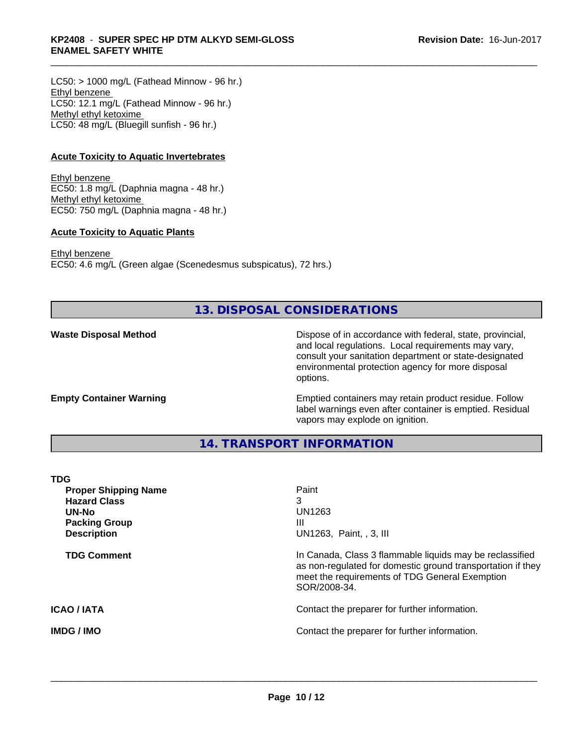LC50: > 1000 mg/L (Fathead Minnow - 96 hr.)
Ethyl benzene
LC50: 12.1 mg/L (Fathead Minnow - 96 hr.)
Methyl ethyl ketoxime
LC50: 48 mg/L (Bluegill sunfish - 96 hr.)

**Acute Toxicity to Aquatic Invertebrates**

Ethyl benzene
EC50: 1.8 mg/L (Daphnia magna - 48 hr.)
Methyl ethyl ketoxime
EC50: 750 mg/L (Daphnia magna - 48 hr.)

**Acute Toxicity to Aquatic Plants**

Ethyl benzene
EC50: 4.6 mg/L (Green algae (Scenedesmus subspicatus), 72 hrs.)

## 13. DISPOSAL CONSIDERATIONS

**Waste Disposal Method**

Dispose of in accordance with federal, state, provincial, and local regulations. Local requirements may vary, consult your sanitation department or state-designated environmental protection agency for more disposal options.

**Empty Container Warning**

Emptied containers may retain product residue. Follow label warnings even after container is emptied. Residual vapors may explode on ignition.

## 14. TRANSPORT INFORMATION

**TDG**

**Proper Shipping Name**: Paint
**Hazard Class**: 3
**UN-No**: UN1263
**Packing Group**: III
**Description**: UN1263, Paint, , 3, III

**TDG Comment**: In Canada, Class 3 flammable liquids may be reclassified as non-regulated for domestic ground transportation if they meet the requirements of TDG General Exemption SOR/2008-34.

**ICAO / IATA**: Contact the preparer for further information.

**IMDG / IMO**: Contact the preparer for further information.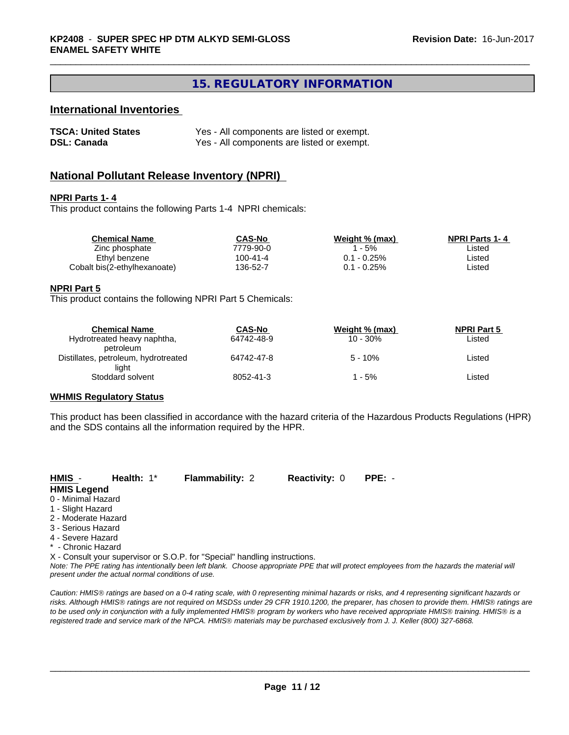## 15. REGULATORY INFORMATION

### International Inventories

| | |
|---|---|
| **TSCA: United States** | Yes - All components are listed or exempt. |
| **DSL: Canada** | Yes - All components are listed or exempt. |

### National Pollutant Release Inventory (NPRI)

**NPRI Parts 1- 4**

This product contains the following Parts 1-4 NPRI chemicals:

| Chemical Name | CAS-No | Weight % (max) | NPRI Parts 1- 4 |
|---|---|---|---|
| Zinc phosphate | 7779-90-0 | 1 - 5% | Listed |
| Ethyl benzene | 100-41-4 | 0.1 - 0.25% | Listed |
| Cobalt bis(2-ethylhexanoate) | 136-52-7 | 0.1 - 0.25% | Listed |

**NPRI Part 5**

This product contains the following NPRI Part 5 Chemicals:

| Chemical Name | CAS-No | Weight % (max) | NPRI Part 5 |
|---|---|---|---|
| Hydrotreated heavy naphtha, petroleum | 64742-48-9 | 10 - 30% | Listed |
| Distillates, petroleum, hydrotreated light | 64742-47-8 | 5 - 10% | Listed |
| Stoddard solvent | 8052-41-3 | 1 - 5% | Listed |

**WHMIS Regulatory Status**

This product has been classified in accordance with the hazard criteria of the Hazardous Products Regulations (HPR) and the SDS contains all the information required by the HPR.

**HMIS** - **Health:** 1* **Flammability:** 2 **Reactivity:** 0 **PPE:** -

**HMIS Legend**

0 - Minimal Hazard
1 - Slight Hazard
2 - Moderate Hazard
3 - Serious Hazard
4 - Severe Hazard
* - Chronic Hazard
X - Consult your supervisor or S.O.P. for "Special" handling instructions.

*Note: The PPE rating has intentionally been left blank. Choose appropriate PPE that will protect employees from the hazards the material will present under the actual normal conditions of use.*

*Caution: HMIS® ratings are based on a 0-4 rating scale, with 0 representing minimal hazards or risks, and 4 representing significant hazards or risks. Although HMIS® ratings are not required on MSDSs under 29 CFR 1910.1200, the preparer, has chosen to provide them. HMIS® ratings are to be used only in conjunction with a fully implemented HMIS® program by workers who have received appropriate HMIS® training. HMIS® is a registered trade and service mark of the NPCA. HMIS® materials may be purchased exclusively from J. J. Keller (800) 327-6868.*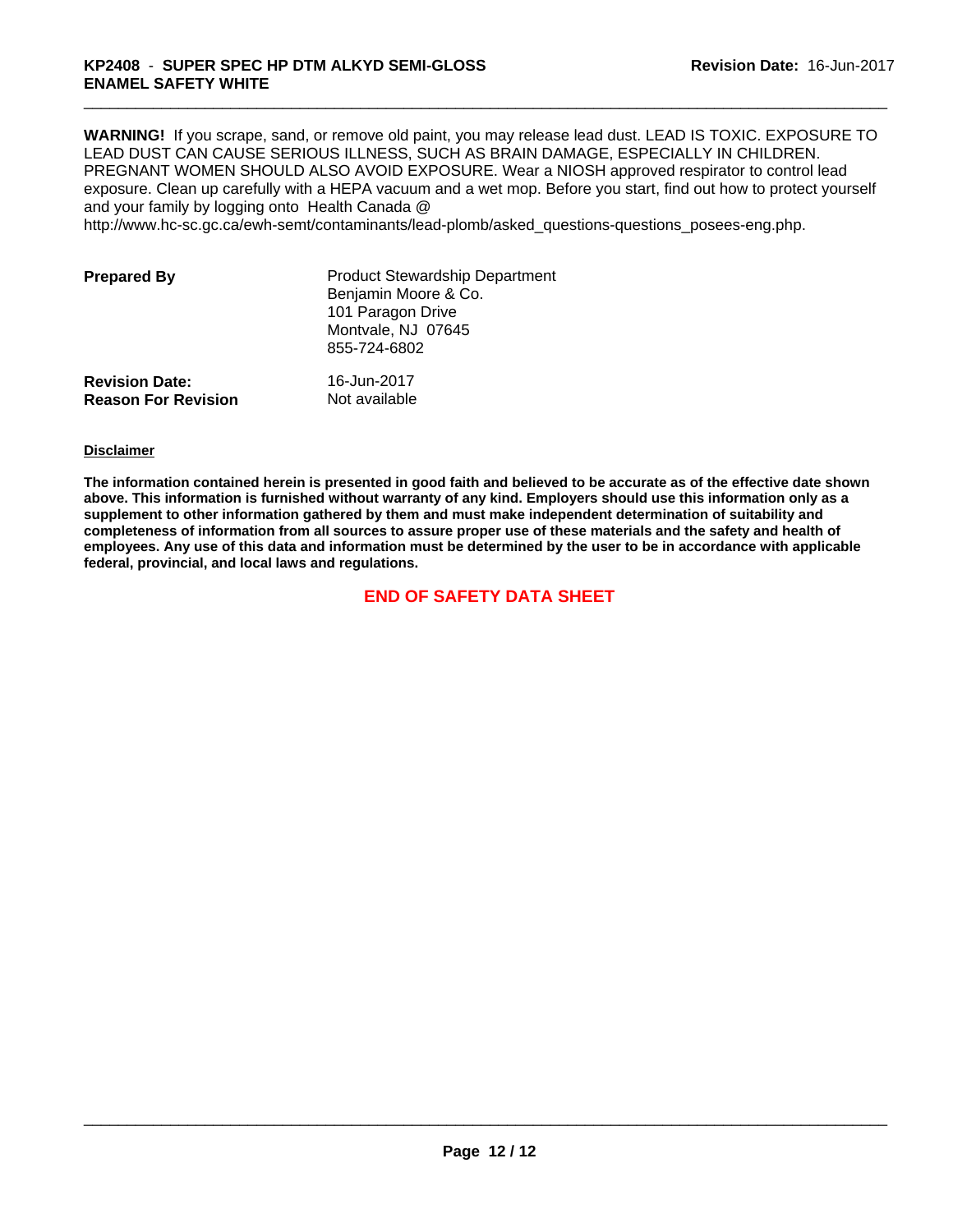**WARNING!** If you scrape, sand, or remove old paint, you may release lead dust. LEAD IS TOXIC. EXPOSURE TO LEAD DUST CAN CAUSE SERIOUS ILLNESS, SUCH AS BRAIN DAMAGE, ESPECIALLY IN CHILDREN. PREGNANT WOMEN SHOULD ALSO AVOID EXPOSURE. Wear a NIOSH approved respirator to control lead exposure. Clean up carefully with a HEPA vacuum and a wet mop. Before you start, find out how to protect yourself and your family by logging onto Health Canada @ http://www.hc-sc.gc.ca/ewh-semt/contaminants/lead-plomb/asked_questions-questions_posees-eng.php.

| | |
|---|---|
| **Prepared By** | Product Stewardship Department<br>Benjamin Moore & Co.<br>101 Paragon Drive<br>Montvale, NJ 07645<br>855-724-6802 |
| **Revision Date:** | 16-Jun-2017 |
| **Reason For Revision** | Not available |

**Disclaimer**

**The information contained herein is presented in good faith and believed to be accurate as of the effective date shown above. This information is furnished without warranty of any kind. Employers should use this information only as a supplement to other information gathered by them and must make independent determination of suitability and completeness of information from all sources to assure proper use of these materials and the safety and health of employees. Any use of this data and information must be determined by the user to be in accordance with applicable federal, provincial, and local laws and regulations.**

**END OF SAFETY DATA SHEET**